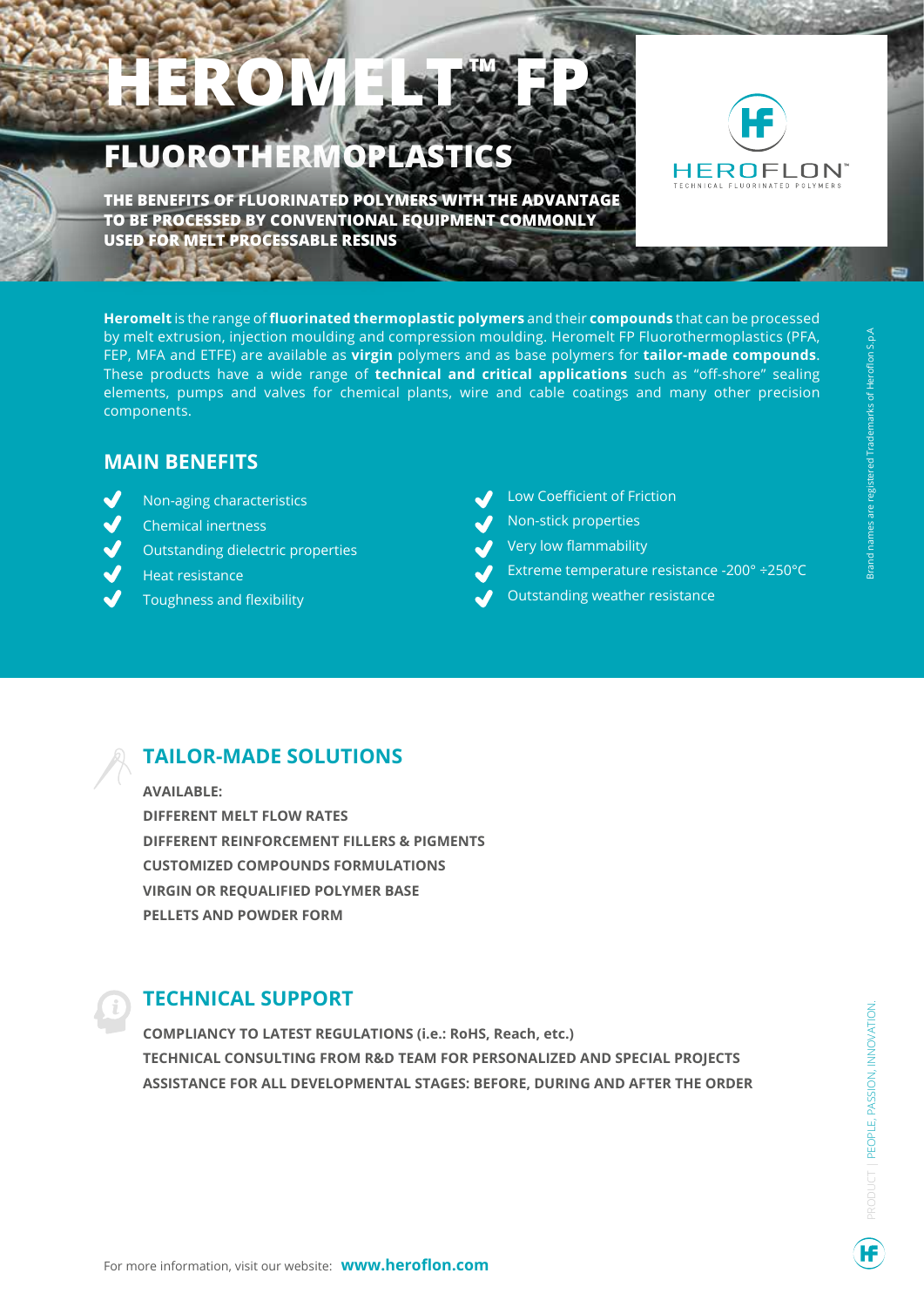# HEROMELT™ FP

## FLUOROTHERMOPLASTICS

**THE BENEFITS OF FLUORINATED POLYMERS WITH THE ADVANTAGE TO BE PROCESSED BY CONVENTIONAL EQUIPMENT COMMONLY USED FOR MELT PROCESSABLE RESINS**

HEROFLON™
TECHNICAL FLUORINATED POLYMERS

**Heromelt** is the range of **fluorinated thermoplastic polymers** and their **compounds** that can be processed by melt extrusion, injection moulding and compression moulding. Heromelt FP Fluorothermoplastics (PFA, FEP, MFA and ETFE) are available as **virgin** polymers and as base polymers for **tailor-made compounds**. These products have a wide range of **technical and critical applications** such as "off-shore" sealing elements, pumps and valves for chemical plants, wire and cable coatings and many other precision components.

## MAIN BENEFITS

- Non-aging characteristics
- Chemical inertness
- Outstanding dielectric properties
- Heat resistance
- Toughness and flexibility
- Low Coefficient of Friction
- Non-stick properties
- Very low flammability
- Extreme temperature resistance -200° ÷250°C
- Outstanding weather resistance

## TAILOR-MADE SOLUTIONS

**AVAILABLE:**
**DIFFERENT MELT FLOW RATES**
**DIFFERENT REINFORCEMENT FILLERS & PIGMENTS**
**CUSTOMIZED COMPOUNDS FORMULATIONS**
**VIRGIN OR REQUALIFIED POLYMER BASE**
**PELLETS AND POWDER FORM**

## TECHNICAL SUPPORT

**COMPLIANCY TO LATEST REGULATIONS (i.e.: RoHS, Reach, etc.)**
**TECHNICAL CONSULTING FROM R&D TEAM FOR PERSONALIZED AND SPECIAL PROJECTS**
**ASSISTANCE FOR ALL DEVELOPMENTAL STAGES: BEFORE, DURING AND AFTER THE ORDER**

For more information, visit our website: **www.heroflon.com**

Brand names are registered Trademarks of Heroflon S.p.A.

PRODUCT | PEOPLE, PASSION, INNOVATION.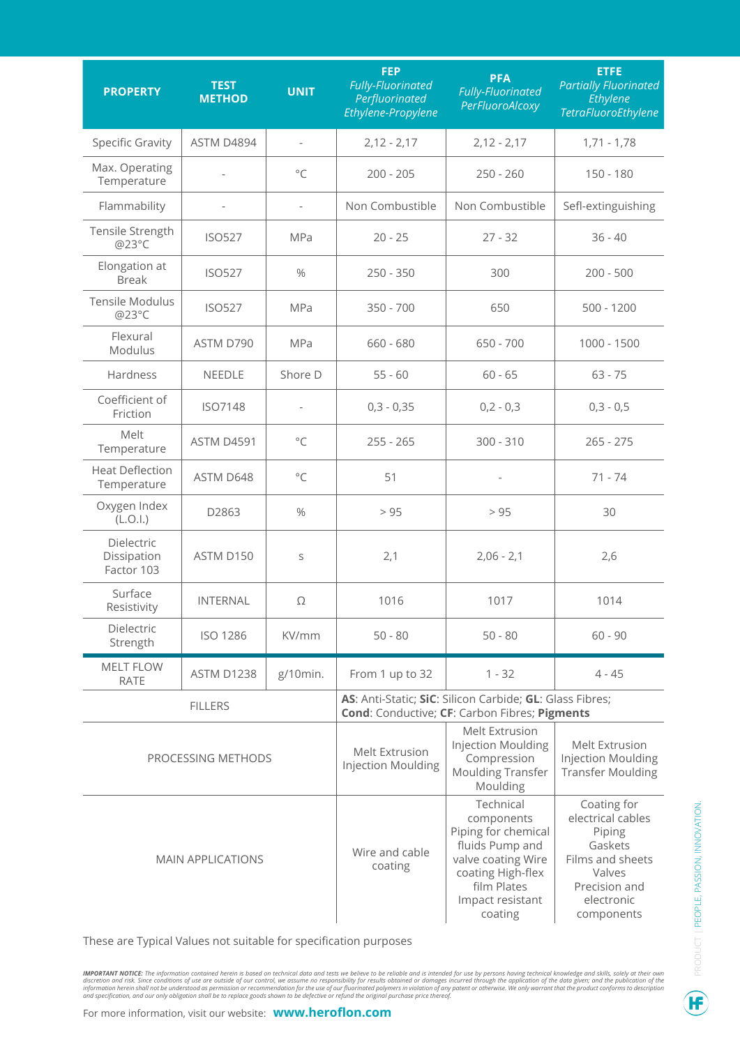| PROPERTY | TEST METHOD | UNIT | FEP *Fully-Fluorinated Perfluorinated Ethylene-Propylene* | PFA *Fully-Fluorinated PerFluoroAlcoxy* | ETFE *Partially Fluorinated Ethylene TetraFluoroEthylene* |
|---|---|---|---|---|---|
| Specific Gravity | ASTM D4894 | - | 2,12 - 2,17 | 2,12 - 2,17 | 1,71 - 1,78 |
| Max. Operating Temperature | - | °C | 200 - 205 | 250 - 260 | 150 - 180 |
| Flammability | - | - | Non Combustible | Non Combustible | Sefl-extinguishing |
| Tensile Strength @23°C | ISO527 | MPa | 20 - 25 | 27 - 32 | 36 - 40 |
| Elongation at Break | ISO527 | % | 250 - 350 | 300 | 200 - 500 |
| Tensile Modulus @23°C | ISO527 | MPa | 350 - 700 | 650 | 500 - 1200 |
| Flexural Modulus | ASTM D790 | MPa | 660 - 680 | 650 - 700 | 1000 - 1500 |
| Hardness | NEEDLE | Shore D | 55 - 60 | 60 - 65 | 63 - 75 |
| Coefficient of Friction | ISO7148 | - | 0,3 - 0,35 | 0,2 - 0,3 | 0,3 - 0,5 |
| Melt Temperature | ASTM D4591 | °C | 255 - 265 | 300 - 310 | 265 - 275 |
| Heat Deflection Temperature | ASTM D648 | °C | 51 | - | 71 - 74 |
| Oxygen Index (L.O.I.) | D2863 | % | > 95 | > 95 | 30 |
| Dielectric Dissipation Factor 103 | ASTM D150 | s | 2,1 | 2,06 - 2,1 | 2,6 |
| Surface Resistivity | INTERNAL | Ω | 1016 | 1017 | 1014 |
| Dielectric Strength | ISO 1286 | KV/mm | 50 - 80 | 50 - 80 | 60 - 90 |
| MELT FLOW RATE | ASTM D1238 | g/10min. | From 1 up to 32 | 1 - 32 | 4 - 45 |
| FILLERS | | | **AS**: Anti-Static; **SiC**: Silicon Carbide; **GL**: Glass Fibres; **Cond**: Conductive; **CF**: Carbon Fibres; **Pigments** | | |
| PROCESSING METHODS | | | Melt Extrusion Injection Moulding | Melt Extrusion Injection Moulding Compression Moulding Transfer Moulding | Melt Extrusion Injection Moulding Transfer Moulding |
| MAIN APPLICATIONS | | | Wire and cable coating | Technical components Piping for chemical fluids Pump and valve coating Wire coating High-flex film Plates Impact resistant coating | Coating for electrical cables Piping Gaskets Films and sheets Valves Precision and electronic components |

These are Typical Values not suitable for specification purposes

***IMPORTANT NOTICE:*** *The information contained herein is based on technical data and tests we believe to be reliable and is intended for use by persons having technical knowledge and skills, solely at their own discretion and risk. Since conditions of use are outside of our control, we assume no responsibility for results obtained or damages incurred through the application of the data given; and the publication of the information herein shall not be understood as permission or recommendation for the use of our fluorinated polymers in violation of any patent or otherwise. We only warrant that the product conforms to description and specification, and our only obligation shall be to replace goods shown to be defective or refund the original purchase price thereof.*

For more information, visit our website: **www.heroflon.com**